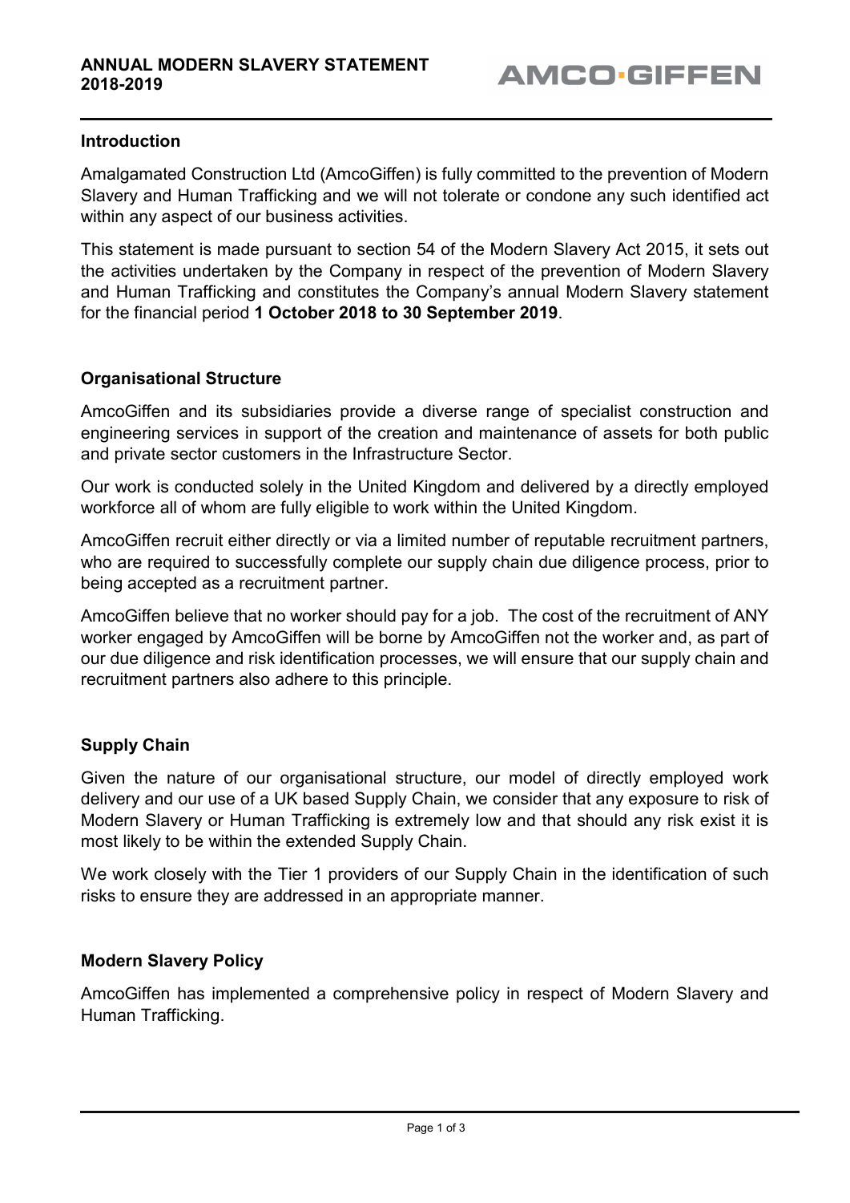# ANNUAL MODERN SLAVERY STATEMENT 2018-2019

AMCO·GIFFEN

## Introduction

Amalgamated Construction Ltd (AmcoGiffen) is fully committed to the prevention of Modern Slavery and Human Trafficking and we will not tolerate or condone any such identified act within any aspect of our business activities.

This statement is made pursuant to section 54 of the Modern Slavery Act 2015, it sets out the activities undertaken by the Company in respect of the prevention of Modern Slavery and Human Trafficking and constitutes the Company's annual Modern Slavery statement for the financial period **1 October 2018 to 30 September 2019**.

## Organisational Structure

AmcoGiffen and its subsidiaries provide a diverse range of specialist construction and engineering services in support of the creation and maintenance of assets for both public and private sector customers in the Infrastructure Sector.

Our work is conducted solely in the United Kingdom and delivered by a directly employed workforce all of whom are fully eligible to work within the United Kingdom.

AmcoGiffen recruit either directly or via a limited number of reputable recruitment partners, who are required to successfully complete our supply chain due diligence process, prior to being accepted as a recruitment partner.

AmcoGiffen believe that no worker should pay for a job. The cost of the recruitment of ANY worker engaged by AmcoGiffen will be borne by AmcoGiffen not the worker and, as part of our due diligence and risk identification processes, we will ensure that our supply chain and recruitment partners also adhere to this principle.

## Supply Chain

Given the nature of our organisational structure, our model of directly employed work delivery and our use of a UK based Supply Chain, we consider that any exposure to risk of Modern Slavery or Human Trafficking is extremely low and that should any risk exist it is most likely to be within the extended Supply Chain.

We work closely with the Tier 1 providers of our Supply Chain in the identification of such risks to ensure they are addressed in an appropriate manner.

## Modern Slavery Policy

AmcoGiffen has implemented a comprehensive policy in respect of Modern Slavery and Human Trafficking.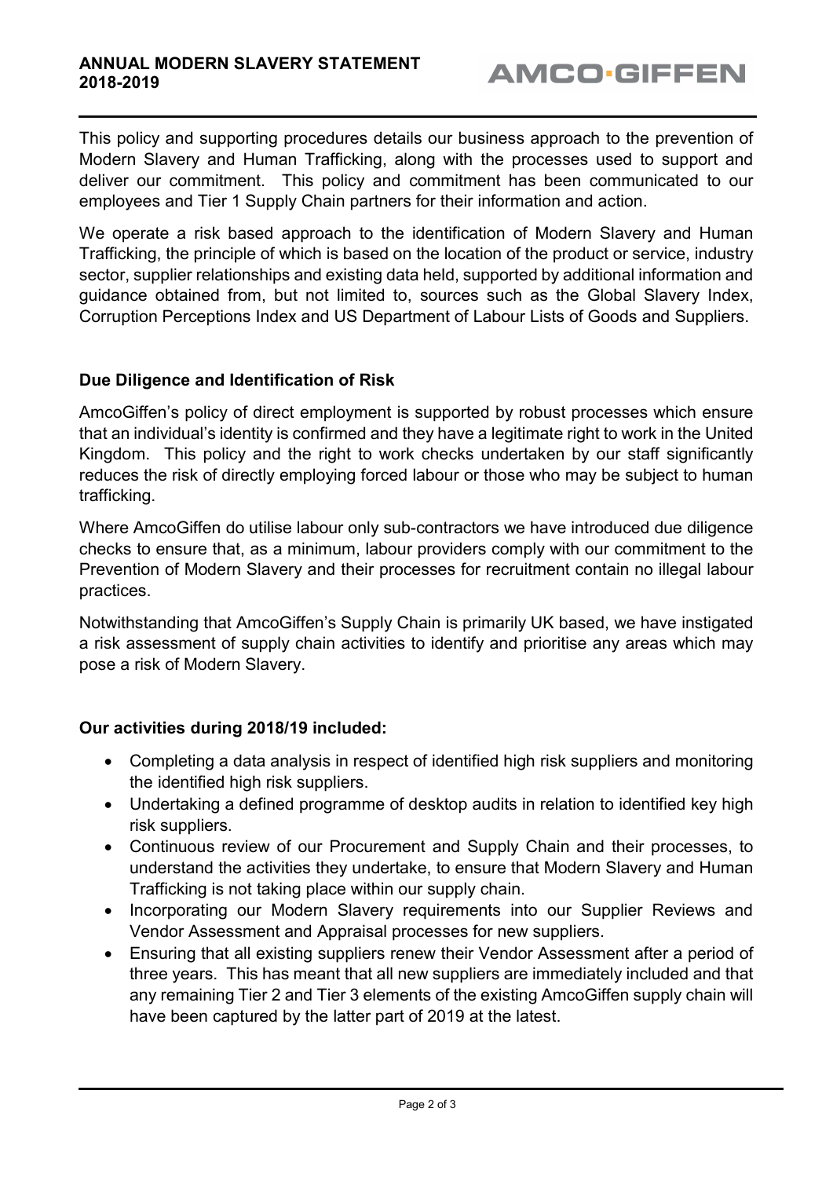This policy and supporting procedures details our business approach to the prevention of Modern Slavery and Human Trafficking, along with the processes used to support and deliver our commitment. This policy and commitment has been communicated to our employees and Tier 1 Supply Chain partners for their information and action.

We operate a risk based approach to the identification of Modern Slavery and Human Trafficking, the principle of which is based on the location of the product or service, industry sector, supplier relationships and existing data held, supported by additional information and guidance obtained from, but not limited to, sources such as the Global Slavery Index, Corruption Perceptions Index and US Department of Labour Lists of Goods and Suppliers.

## Due Diligence and Identification of Risk

AmcoGiffen's policy of direct employment is supported by robust processes which ensure that an individual's identity is confirmed and they have a legitimate right to work in the United Kingdom. This policy and the right to work checks undertaken by our staff significantly reduces the risk of directly employing forced labour or those who may be subject to human trafficking.

Where AmcoGiffen do utilise labour only sub-contractors we have introduced due diligence checks to ensure that, as a minimum, labour providers comply with our commitment to the Prevention of Modern Slavery and their processes for recruitment contain no illegal labour practices.

Notwithstanding that AmcoGiffen's Supply Chain is primarily UK based, we have instigated a risk assessment of supply chain activities to identify and prioritise any areas which may pose a risk of Modern Slavery.

## Our activities during 2018/19 included:

- Completing a data analysis in respect of identified high risk suppliers and monitoring the identified high risk suppliers.
- Undertaking a defined programme of desktop audits in relation to identified key high risk suppliers.
- Continuous review of our Procurement and Supply Chain and their processes, to understand the activities they undertake, to ensure that Modern Slavery and Human Trafficking is not taking place within our supply chain.
- Incorporating our Modern Slavery requirements into our Supplier Reviews and Vendor Assessment and Appraisal processes for new suppliers.
- Ensuring that all existing suppliers renew their Vendor Assessment after a period of three years. This has meant that all new suppliers are immediately included and that any remaining Tier 2 and Tier 3 elements of the existing AmcoGiffen supply chain will have been captured by the latter part of 2019 at the latest.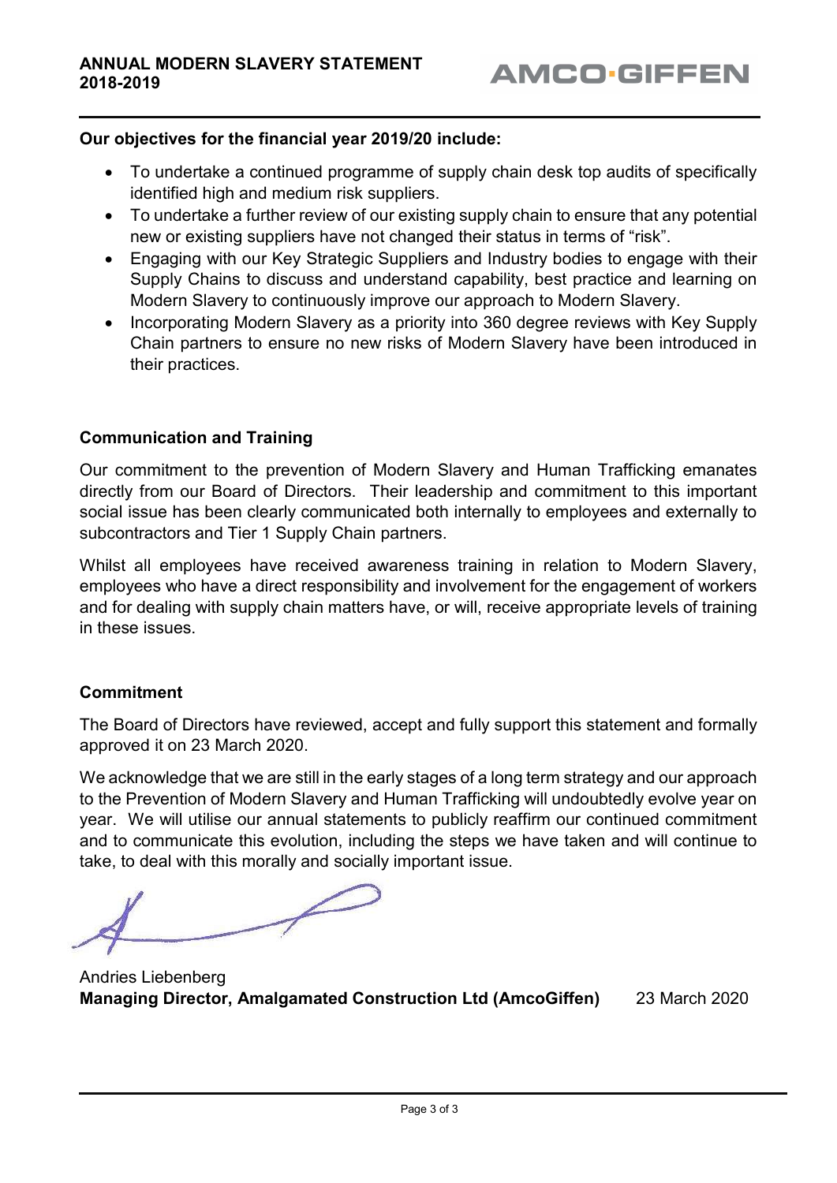**Our objectives for the financial year 2019/20 include:**

- To undertake a continued programme of supply chain desk top audits of specifically identified high and medium risk suppliers.
- To undertake a further review of our existing supply chain to ensure that any potential new or existing suppliers have not changed their status in terms of "risk".
- Engaging with our Key Strategic Suppliers and Industry bodies to engage with their Supply Chains to discuss and understand capability, best practice and learning on Modern Slavery to continuously improve our approach to Modern Slavery.
- Incorporating Modern Slavery as a priority into 360 degree reviews with Key Supply Chain partners to ensure no new risks of Modern Slavery have been introduced in their practices.

**Communication and Training**

Our commitment to the prevention of Modern Slavery and Human Trafficking emanates directly from our Board of Directors. Their leadership and commitment to this important social issue has been clearly communicated both internally to employees and externally to subcontractors and Tier 1 Supply Chain partners.

Whilst all employees have received awareness training in relation to Modern Slavery, employees who have a direct responsibility and involvement for the engagement of workers and for dealing with supply chain matters have, or will, receive appropriate levels of training in these issues.

**Commitment**

The Board of Directors have reviewed, accept and fully support this statement and formally approved it on 23 March 2020.

We acknowledge that we are still in the early stages of a long term strategy and our approach to the Prevention of Modern Slavery and Human Trafficking will undoubtedly evolve year on year. We will utilise our annual statements to publicly reaffirm our continued commitment and to communicate this evolution, including the steps we have taken and will continue to take, to deal with this morally and socially important issue.

Andries Liebenberg
**Managing Director, Amalgamated Construction Ltd (AmcoGiffen)** 23 March 2020